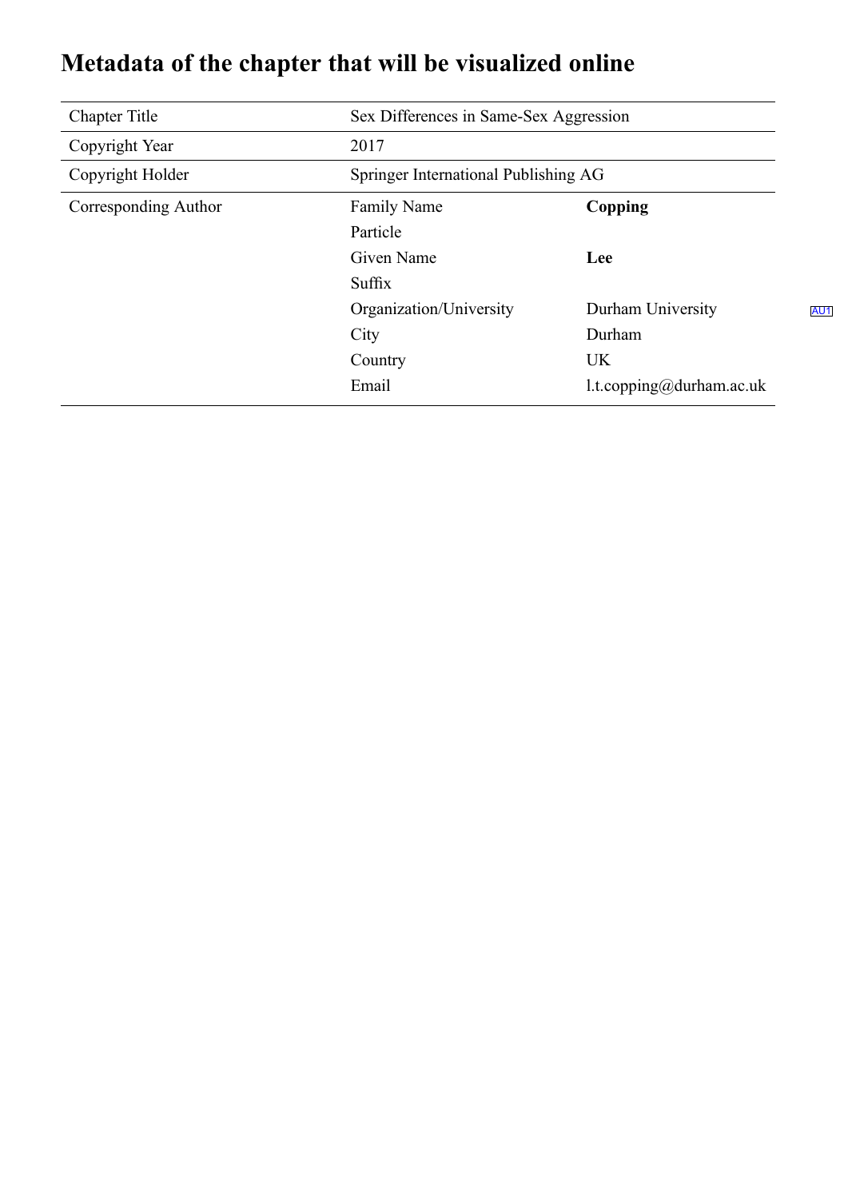# Metadata of the chapter that will be visualized online

| | | |
|---|---|---|
| Chapter Title | Sex Differences in Same-Sex Aggression | |
| Copyright Year | 2017 | |
| Copyright Holder | Springer International Publishing AG | |
| Corresponding Author | Family Name | **Copping** |
| | Particle | |
| | Given Name | **Lee** |
| | Suffix | |
| | Organization/University | Durham University |
| | City | Durham |
| | Country | UK |
| | Email | l.t.copping@durham.ac.uk |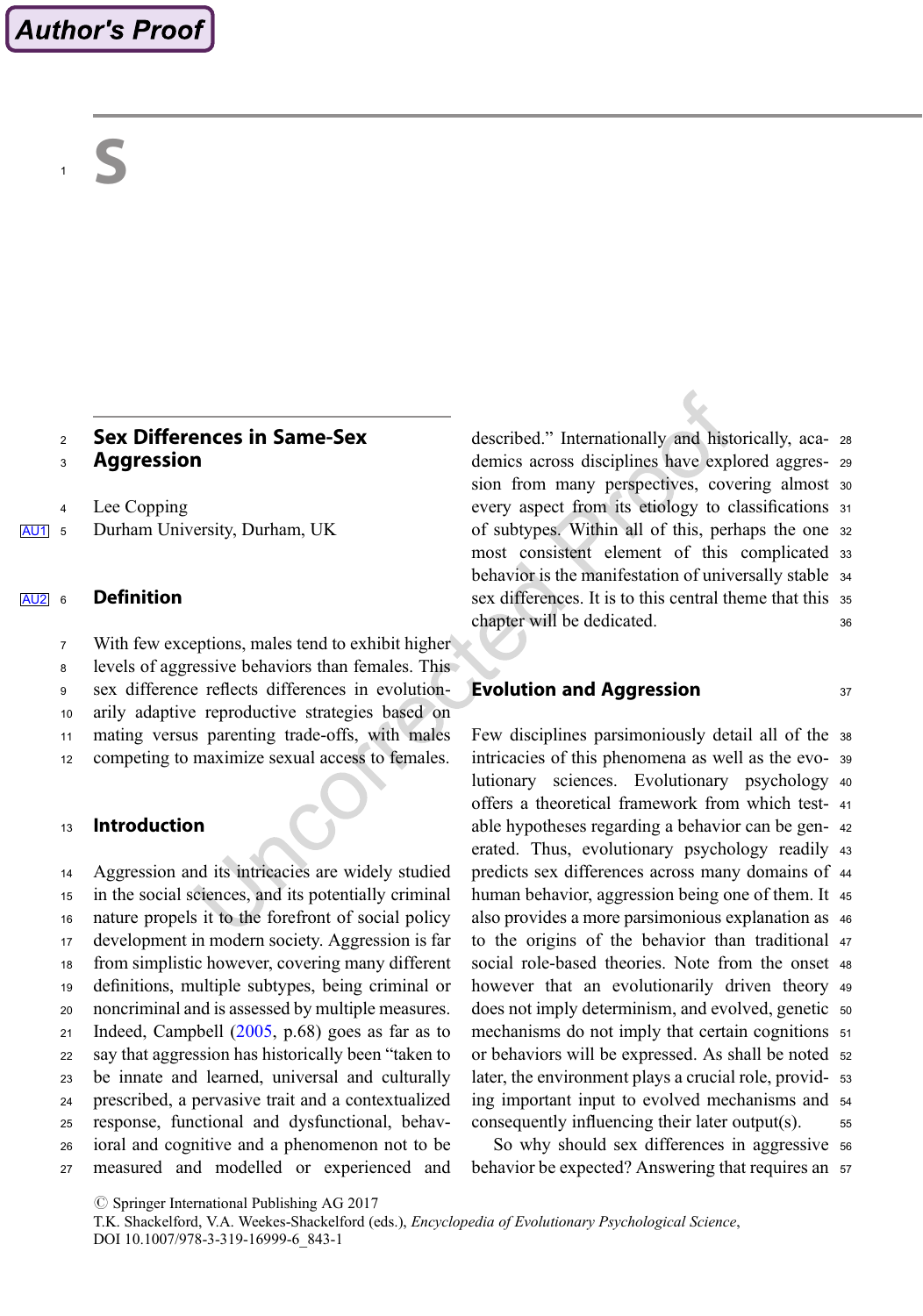# S

## Sex Differences in Same-Sex Aggression

Lee Copping
Durham University, Durham, UK

### Definition

With few exceptions, males tend to exhibit higher levels of aggressive behaviors than females. This sex difference reflects differences in evolutionarily adaptive reproductive strategies based on mating versus parenting trade-offs, with males competing to maximize sexual access to females.

### Introduction

Aggression and its intricacies are widely studied in the social sciences, and its potentially criminal nature propels it to the forefront of social policy development in modern society. Aggression is far from simplistic however, covering many different definitions, multiple subtypes, being criminal or noncriminal and is assessed by multiple measures. Indeed, Campbell (2005, p.68) goes as far as to say that aggression has historically been "taken to be innate and learned, universal and culturally prescribed, a pervasive trait and a contextualized response, functional and dysfunctional, behavioral and cognitive and a phenomenon not to be measured and modelled or experienced and described." Internationally and historically, academics across disciplines have explored aggression from many perspectives, covering almost every aspect from its etiology to classifications of subtypes. Within all of this, perhaps the one most consistent element of this complicated behavior is the manifestation of universally stable sex differences. It is to this central theme that this chapter will be dedicated.

### Evolution and Aggression

Few disciplines parsimoniously detail all of the intricacies of this phenomena as well as the evolutionary sciences. Evolutionary psychology offers a theoretical framework from which testable hypotheses regarding a behavior can be generated. Thus, evolutionary psychology readily predicts sex differences across many domains of human behavior, aggression being one of them. It also provides a more parsimonious explanation as to the origins of the behavior than traditional social role-based theories. Note from the onset however that an evolutionarily driven theory does not imply determinism, and evolved, genetic mechanisms do not imply that certain cognitions or behaviors will be expressed. As shall be noted later, the environment plays a crucial role, providing important input to evolved mechanisms and consequently influencing their later output(s).

So why should sex differences in aggressive behavior be expected? Answering that requires an

© Springer International Publishing AG 2017
T.K. Shackelford, V.A. Weekes-Shackelford (eds.), *Encyclopedia of Evolutionary Psychological Science*,
DOI 10.1007/978-3-319-16999-6_843-1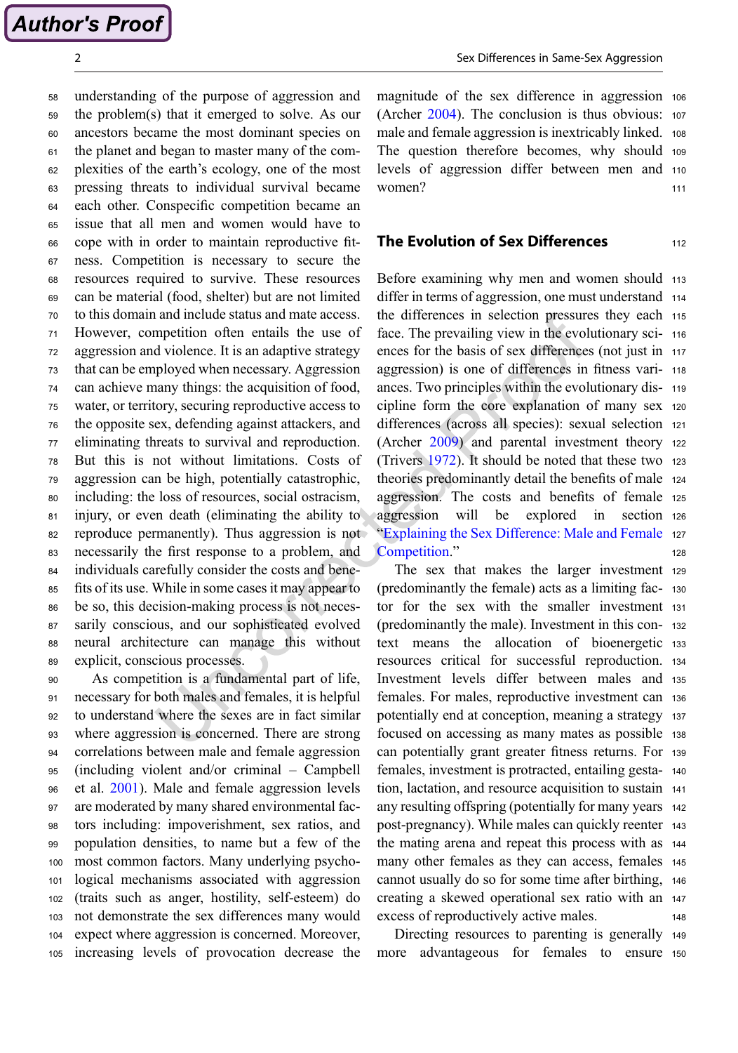understanding of the purpose of aggression and the problem(s) that it emerged to solve. As our ancestors became the most dominant species on the planet and began to master many of the complexities of the earth's ecology, one of the most pressing threats to individual survival became each other. Conspecific competition became an issue that all men and women would have to cope with in order to maintain reproductive fitness. Competition is necessary to secure the resources required to survive. These resources can be material (food, shelter) but are not limited to this domain and include status and mate access. However, competition often entails the use of aggression and violence. It is an adaptive strategy that can be employed when necessary. Aggression can achieve many things: the acquisition of food, water, or territory, securing reproductive access to the opposite sex, defending against attackers, and eliminating threats to survival and reproduction. But this is not without limitations. Costs of aggression can be high, potentially catastrophic, including: the loss of resources, social ostracism, injury, or even death (eliminating the ability to reproduce permanently). Thus aggression is not necessarily the first response to a problem, and individuals carefully consider the costs and benefits of its use. While in some cases it may appear to be so, this decision-making process is not necessarily conscious, and our sophisticated evolved neural architecture can manage this without explicit, conscious processes.

As competition is a fundamental part of life, necessary for both males and females, it is helpful to understand where the sexes are in fact similar where aggression is concerned. There are strong correlations between male and female aggression (including violent and/or criminal – Campbell et al. 2001). Male and female aggression levels are moderated by many shared environmental factors including: impoverishment, sex ratios, and population densities, to name but a few of the most common factors. Many underlying psychological mechanisms associated with aggression (traits such as anger, hostility, self-esteem) do not demonstrate the sex differences many would expect where aggression is concerned. Moreover, increasing levels of provocation decrease the magnitude of the sex difference in aggression (Archer 2004). The conclusion is thus obvious: male and female aggression is inextricably linked. The question therefore becomes, why should levels of aggression differ between men and women?

## The Evolution of Sex Differences

Before examining why men and women should differ in terms of aggression, one must understand the differences in selection pressures they each face. The prevailing view in the evolutionary sciences for the basis of sex differences (not just in aggression) is one of differences in fitness variances. Two principles within the evolutionary discipline form the core explanation of many sex differences (across all species): sexual selection (Archer 2009) and parental investment theory (Trivers 1972). It should be noted that these two theories predominantly detail the benefits of male aggression. The costs and benefits of female aggression will be explored in section "Explaining the Sex Difference: Male and Female Competition."

The sex that makes the larger investment (predominantly the female) acts as a limiting factor for the sex with the smaller investment (predominantly the male). Investment in this context means the allocation of bioenergetic resources critical for successful reproduction. Investment levels differ between males and females. For males, reproductive investment can potentially end at conception, meaning a strategy focused on accessing as many mates as possible can potentially grant greater fitness returns. For females, investment is protracted, entailing gestation, lactation, and resource acquisition to sustain any resulting offspring (potentially for many years post-pregnancy). While males can quickly reenter the mating arena and repeat this process with as many other females as they can access, females cannot usually do so for some time after birthing, creating a skewed operational sex ratio with an excess of reproductively active males.

Directing resources to parenting is generally more advantageous for females to ensure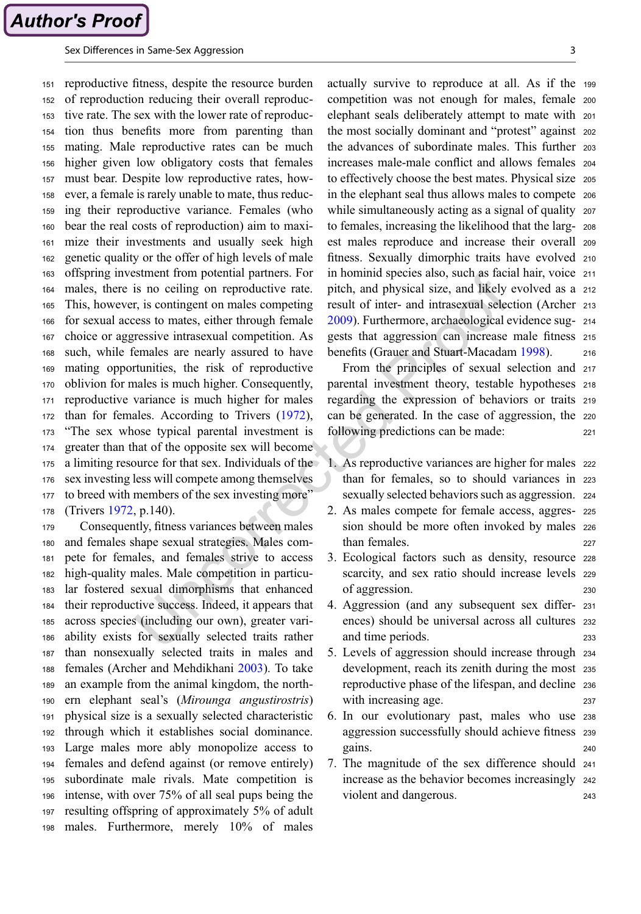reproductive fitness, despite the resource burden of reproduction reducing their overall reproductive rate. The sex with the lower rate of reproduction thus benefits more from parenting than mating. Male reproductive rates can be much higher given low obligatory costs that females must bear. Despite low reproductive rates, however, a female is rarely unable to mate, thus reducing their reproductive variance. Females (who bear the real costs of reproduction) aim to maximize their investments and usually seek high genetic quality or the offer of high levels of male offspring investment from potential partners. For males, there is no ceiling on reproductive rate. This, however, is contingent on males competing for sexual access to mates, either through female choice or aggressive intrasexual competition. As such, while females are nearly assured to have mating opportunities, the risk of reproductive oblivion for males is much higher. Consequently, reproductive variance is much higher for males than for females. According to Trivers (1972), "The sex whose typical parental investment is greater than that of the opposite sex will become a limiting resource for that sex. Individuals of the sex investing less will compete among themselves to breed with members of the sex investing more" (Trivers 1972, p.140).

Consequently, fitness variances between males and females shape sexual strategies. Males compete for females, and females strive to access high-quality males. Male competition in particular fostered sexual dimorphisms that enhanced their reproductive success. Indeed, it appears that across species (including our own), greater variability exists for sexually selected traits rather than nonsexually selected traits in males and females (Archer and Mehdikhani 2003). To take an example from the animal kingdom, the northern elephant seal's (*Mirounga angustirostris*) physical size is a sexually selected characteristic through which it establishes social dominance. Large males more ably monopolize access to females and defend against (or remove entirely) subordinate male rivals. Mate competition is intense, with over 75% of all seal pups being the resulting offspring of approximately 5% of adult males. Furthermore, merely 10% of males actually survive to reproduce at all. As if the competition was not enough for males, female elephant seals deliberately attempt to mate with the most socially dominant and "protest" against the advances of subordinate males. This further increases male-male conflict and allows females to effectively choose the best mates. Physical size in the elephant seal thus allows males to compete while simultaneously acting as a signal of quality to females, increasing the likelihood that the largest males reproduce and increase their overall fitness. Sexually dimorphic traits have evolved in hominid species also, such as facial hair, voice pitch, and physical size, and likely evolved as a result of inter- and intrasexual selection (Archer 2009). Furthermore, archaeological evidence suggests that aggression can increase male fitness benefits (Grauer and Stuart-Macadam 1998).

From the principles of sexual selection and parental investment theory, testable hypotheses regarding the expression of behaviors or traits can be generated. In the case of aggression, the following predictions can be made:

1. As reproductive variances are higher for males than for females, so to should variances in sexually selected behaviors such as aggression.
2. As males compete for female access, aggression should be more often invoked by males than females.
3. Ecological factors such as density, resource scarcity, and sex ratio should increase levels of aggression.
4. Aggression (and any subsequent sex differences) should be universal across all cultures and time periods.
5. Levels of aggression should increase through development, reach its zenith during the most reproductive phase of the lifespan, and decline with increasing age.
6. In our evolutionary past, males who use aggression successfully should achieve fitness gains.
7. The magnitude of the sex difference should increase as the behavior becomes increasingly violent and dangerous.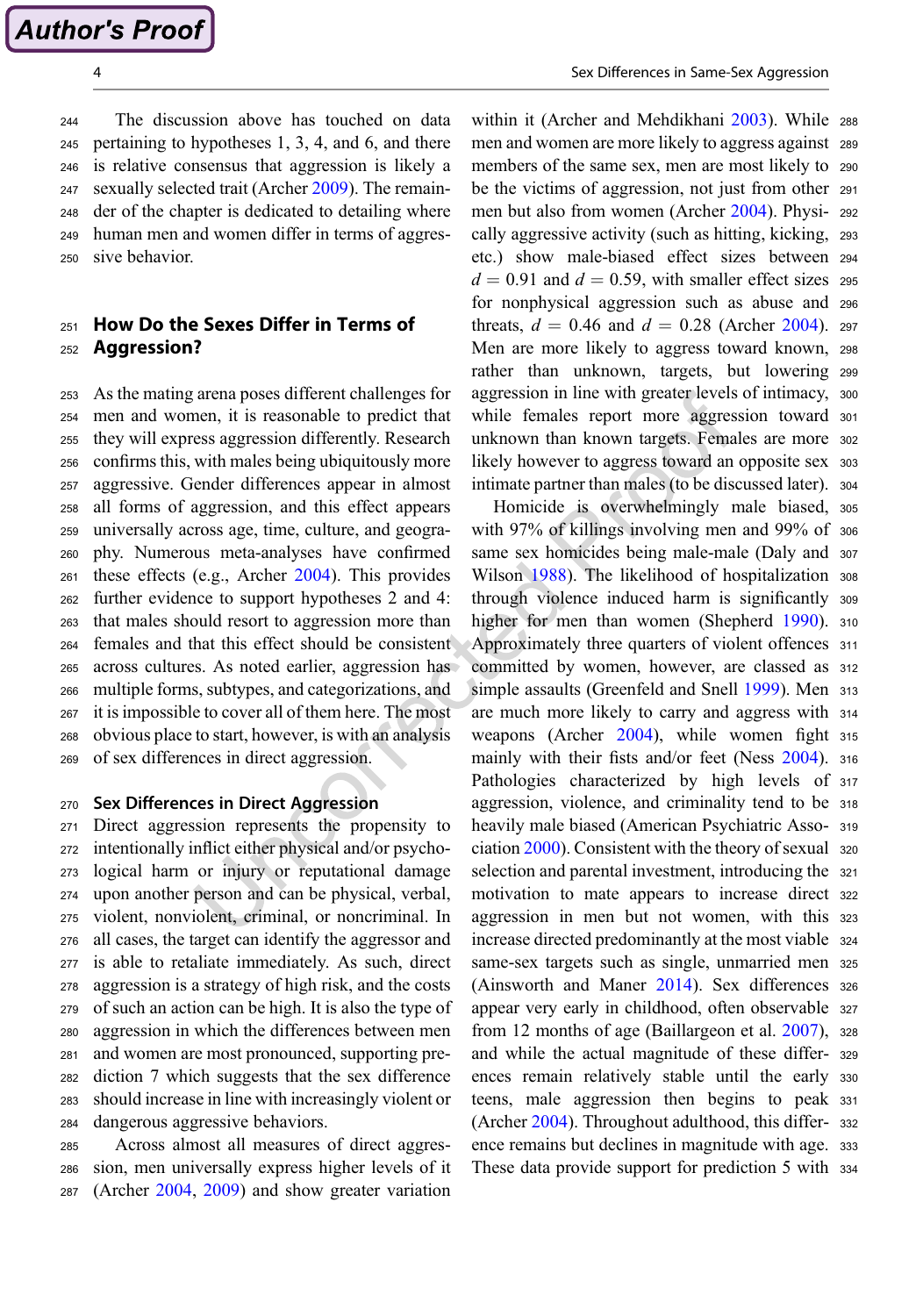The discussion above has touched on data pertaining to hypotheses 1, 3, 4, and 6, and there is relative consensus that aggression is likely a sexually selected trait (Archer 2009). The remainder of the chapter is dedicated to detailing where human men and women differ in terms of aggressive behavior.

## How Do the Sexes Differ in Terms of Aggression?

As the mating arena poses different challenges for men and women, it is reasonable to predict that they will express aggression differently. Research confirms this, with males being ubiquitously more aggressive. Gender differences appear in almost all forms of aggression, and this effect appears universally across age, time, culture, and geography. Numerous meta-analyses have confirmed these effects (e.g., Archer 2004). This provides further evidence to support hypotheses 2 and 4: that males should resort to aggression more than females and that this effect should be consistent across cultures. As noted earlier, aggression has multiple forms, subtypes, and categorizations, and it is impossible to cover all of them here. The most obvious place to start, however, is with an analysis of sex differences in direct aggression.

### Sex Differences in Direct Aggression

Direct aggression represents the propensity to intentionally inflict either physical and/or psychological harm or injury or reputational damage upon another person and can be physical, verbal, violent, nonviolent, criminal, or noncriminal. In all cases, the target can identify the aggressor and is able to retaliate immediately. As such, direct aggression is a strategy of high risk, and the costs of such an action can be high. It is also the type of aggression in which the differences between men and women are most pronounced, supporting prediction 7 which suggests that the sex difference should increase in line with increasingly violent or dangerous aggressive behaviors.

Across almost all measures of direct aggression, men universally express higher levels of it (Archer 2004, 2009) and show greater variation within it (Archer and Mehdikhani 2003). While men and women are more likely to aggress against members of the same sex, men are most likely to be the victims of aggression, not just from other men but also from women (Archer 2004). Physically aggressive activity (such as hitting, kicking, etc.) show male-biased effect sizes between $d = 0.91$ and $d = 0.59$, with smaller effect sizes for nonphysical aggression such as abuse and threats, $d = 0.46$ and $d = 0.28$ (Archer 2004). Men are more likely to aggress toward known, rather than unknown, targets, but lowering aggression in line with greater levels of intimacy, while females report more aggression toward unknown than known targets. Females are more likely however to aggress toward an opposite sex intimate partner than males (to be discussed later).

Homicide is overwhelmingly male biased, with 97% of killings involving men and 99% of same sex homicides being male-male (Daly and Wilson 1988). The likelihood of hospitalization through violence induced harm is significantly higher for men than women (Shepherd 1990). Approximately three quarters of violent offences committed by women, however, are classed as simple assaults (Greenfeld and Snell 1999). Men are much more likely to carry and aggress with weapons (Archer 2004), while women fight mainly with their fists and/or feet (Ness 2004). Pathologies characterized by high levels of aggression, violence, and criminality tend to be heavily male biased (American Psychiatric Association 2000). Consistent with the theory of sexual selection and parental investment, introducing the motivation to mate appears to increase direct aggression in men but not women, with this increase directed predominantly at the most viable same-sex targets such as single, unmarried men (Ainsworth and Maner 2014). Sex differences appear very early in childhood, often observable from 12 months of age (Baillargeon et al. 2007), and while the actual magnitude of these differences remain relatively stable until the early teens, male aggression then begins to peak (Archer 2004). Throughout adulthood, this difference remains but declines in magnitude with age. These data provide support for prediction 5 with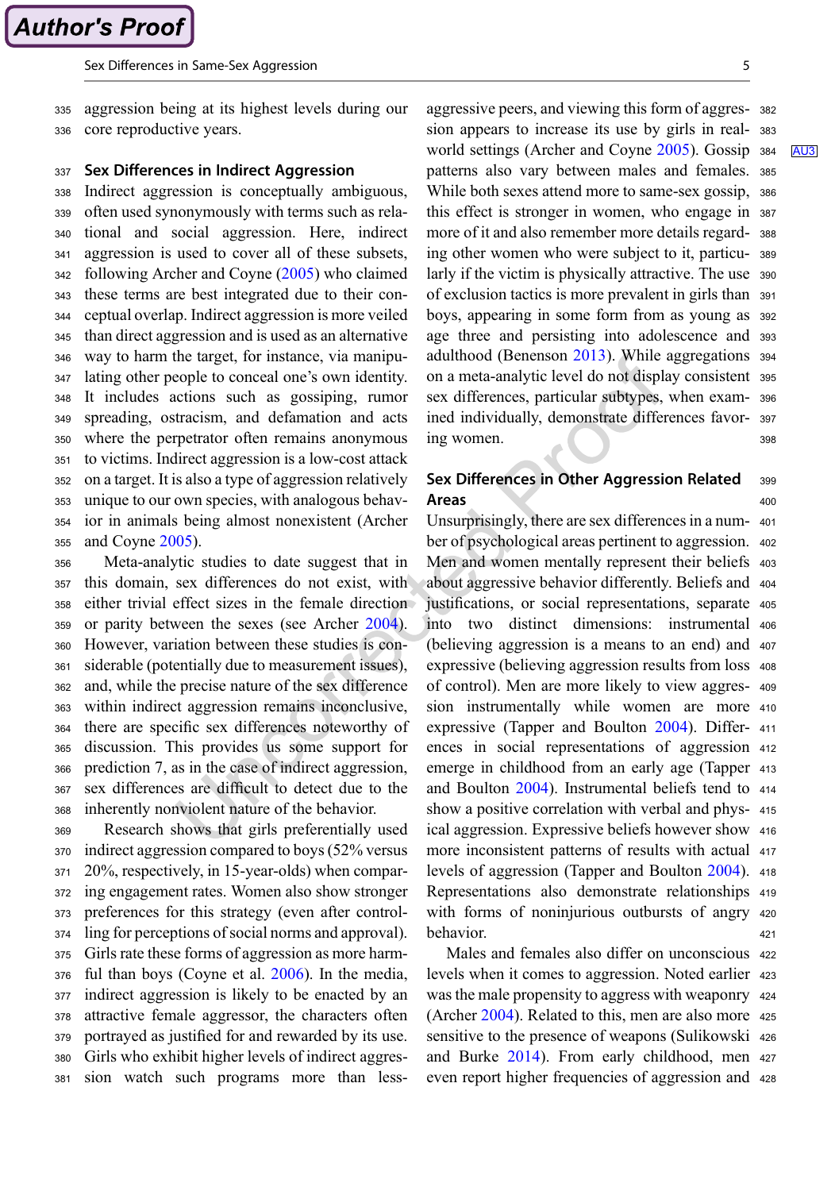aggression being at its highest levels during our core reproductive years.

## Sex Differences in Indirect Aggression

Indirect aggression is conceptually ambiguous, often used synonymously with terms such as relational and social aggression. Here, indirect aggression is used to cover all of these subsets, following Archer and Coyne (2005) who claimed these terms are best integrated due to their conceptual overlap. Indirect aggression is more veiled than direct aggression and is used as an alternative way to harm the target, for instance, via manipulating other people to conceal one's own identity. It includes actions such as gossiping, rumor spreading, ostracism, and defamation and acts where the perpetrator often remains anonymous to victims. Indirect aggression is a low-cost attack on a target. It is also a type of aggression relatively unique to our own species, with analogous behavior in animals being almost nonexistent (Archer and Coyne 2005).

Meta-analytic studies to date suggest that in this domain, sex differences do not exist, with either trivial effect sizes in the female direction or parity between the sexes (see Archer 2004). However, variation between these studies is considerable (potentially due to measurement issues), and, while the precise nature of the sex difference within indirect aggression remains inconclusive, there are specific sex differences noteworthy of discussion. This provides us some support for prediction 7, as in the case of indirect aggression, sex differences are difficult to detect due to the inherently nonviolent nature of the behavior.

Research shows that girls preferentially used indirect aggression compared to boys (52% versus 20%, respectively, in 15-year-olds) when comparing engagement rates. Women also show stronger preferences for this strategy (even after controlling for perceptions of social norms and approval). Girls rate these forms of aggression as more harmful than boys (Coyne et al. 2006). In the media, indirect aggression is likely to be enacted by an attractive female aggressor, the characters often portrayed as justified for and rewarded by its use. Girls who exhibit higher levels of indirect aggression watch such programs more than less-aggressive peers, and viewing this form of aggression appears to increase its use by girls in real-world settings (Archer and Coyne 2005). Gossip patterns also vary between males and females. While both sexes attend more to same-sex gossip, this effect is stronger in women, who engage in more of it and also remember more details regarding other women who were subject to it, particularly if the victim is physically attractive. The use of exclusion tactics is more prevalent in girls than boys, appearing in some form from as young as age three and persisting into adolescence and adulthood (Benenson 2013). While aggregations on a meta-analytic level do not display consistent sex differences, particular subtypes, when examined individually, demonstrate differences favoring women.

## Sex Differences in Other Aggression Related Areas

Unsurprisingly, there are sex differences in a number of psychological areas pertinent to aggression. Men and women mentally represent their beliefs about aggressive behavior differently. Beliefs and justifications, or social representations, separate into two distinct dimensions: instrumental (believing aggression is a means to an end) and expressive (believing aggression results from loss of control). Men are more likely to view aggression instrumentally while women are more expressive (Tapper and Boulton 2004). Differences in social representations of aggression emerge in childhood from an early age (Tapper and Boulton 2004). Instrumental beliefs tend to show a positive correlation with verbal and physical aggression. Expressive beliefs however show more inconsistent patterns of results with actual levels of aggression (Tapper and Boulton 2004). Representations also demonstrate relationships with forms of noninjurious outbursts of angry behavior.

Males and females also differ on unconscious levels when it comes to aggression. Noted earlier was the male propensity to aggress with weaponry (Archer 2004). Related to this, men are also more sensitive to the presence of weapons (Sulikowski and Burke 2014). From early childhood, men even report higher frequencies of aggression and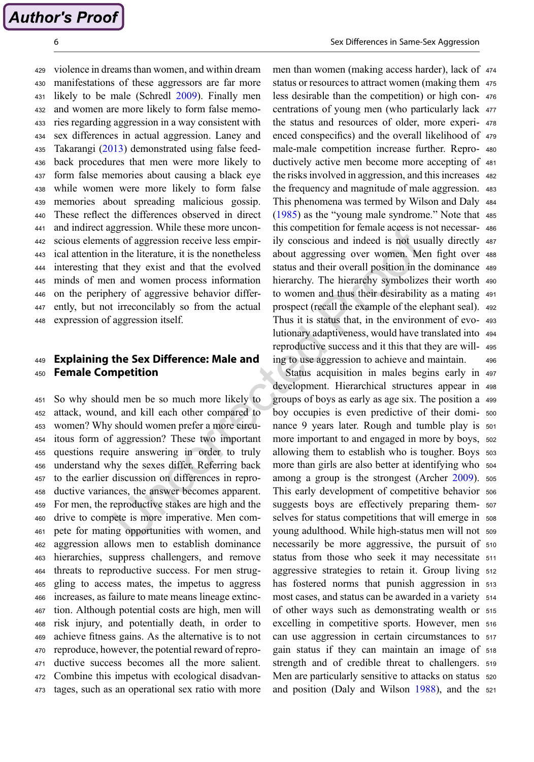violence in dreams than women, and within dream manifestations of these aggressors are far more likely to be male (Schredl 2009). Finally men and women are more likely to form false memories regarding aggression in a way consistent with sex differences in actual aggression. Laney and Takarangi (2013) demonstrated using false feedback procedures that men were more likely to form false memories about causing a black eye while women were more likely to form false memories about spreading malicious gossip. These reflect the differences observed in direct and indirect aggression. While these more unconscious elements of aggression receive less empirical attention in the literature, it is the nonetheless interesting that they exist and that the evolved minds of men and women process information on the periphery of aggressive behavior differently, but not irreconcilably so from the actual expression of aggression itself.

## Explaining the Sex Difference: Male and Female Competition

So why should men be so much more likely to attack, wound, and kill each other compared to women? Why should women prefer a more circuitous form of aggression? These two important questions require answering in order to truly understand why the sexes differ. Referring back to the earlier discussion on differences in reproductive variances, the answer becomes apparent. For men, the reproductive stakes are high and the drive to compete is more imperative. Men compete for mating opportunities with women, and aggression allows men to establish dominance hierarchies, suppress challengers, and remove threats to reproductive success. For men struggling to access mates, the impetus to aggress increases, as failure to mate means lineage extinction. Although potential costs are high, men will risk injury, and potentially death, in order to achieve fitness gains. As the alternative is to not reproduce, however, the potential reward of reproductive success becomes all the more salient. Combine this impetus with ecological disadvantages, such as an operational sex ratio with more men than women (making access harder), lack of status or resources to attract women (making them less desirable than the competition) or high concentrations of young men (who particularly lack the status and resources of older, more experienced conspecifics) and the overall likelihood of male-male competition increase further. Reproductively active men become more accepting of the risks involved in aggression, and this increases the frequency and magnitude of male aggression. This phenomena was termed by Wilson and Daly (1985) as the "young male syndrome." Note that this competition for female access is not necessarily conscious and indeed is not usually directly about aggressing over women. Men fight over status and their overall position in the dominance hierarchy. The hierarchy symbolizes their worth to women and thus their desirability as a mating prospect (recall the example of the elephant seal). Thus it is status that, in the environment of evolutionary adaptiveness, would have translated into reproductive success and it this that they are willing to use aggression to achieve and maintain.

Status acquisition in males begins early in development. Hierarchical structures appear in groups of boys as early as age six. The position a boy occupies is even predictive of their dominance 9 years later. Rough and tumble play is more important to and engaged in more by boys, allowing them to establish who is tougher. Boys more than girls are also better at identifying who among a group is the strongest (Archer 2009). This early development of competitive behavior suggests boys are effectively preparing themselves for status competitions that will emerge in young adulthood. While high-status men will not necessarily be more aggressive, the pursuit of status from those who seek it may necessitate aggressive strategies to retain it. Group living has fostered norms that punish aggression in most cases, and status can be awarded in a variety of other ways such as demonstrating wealth or excelling in competitive sports. However, men can use aggression in certain circumstances to gain status if they can maintain an image of strength and of credible threat to challengers. Men are particularly sensitive to attacks on status and position (Daly and Wilson 1988), and the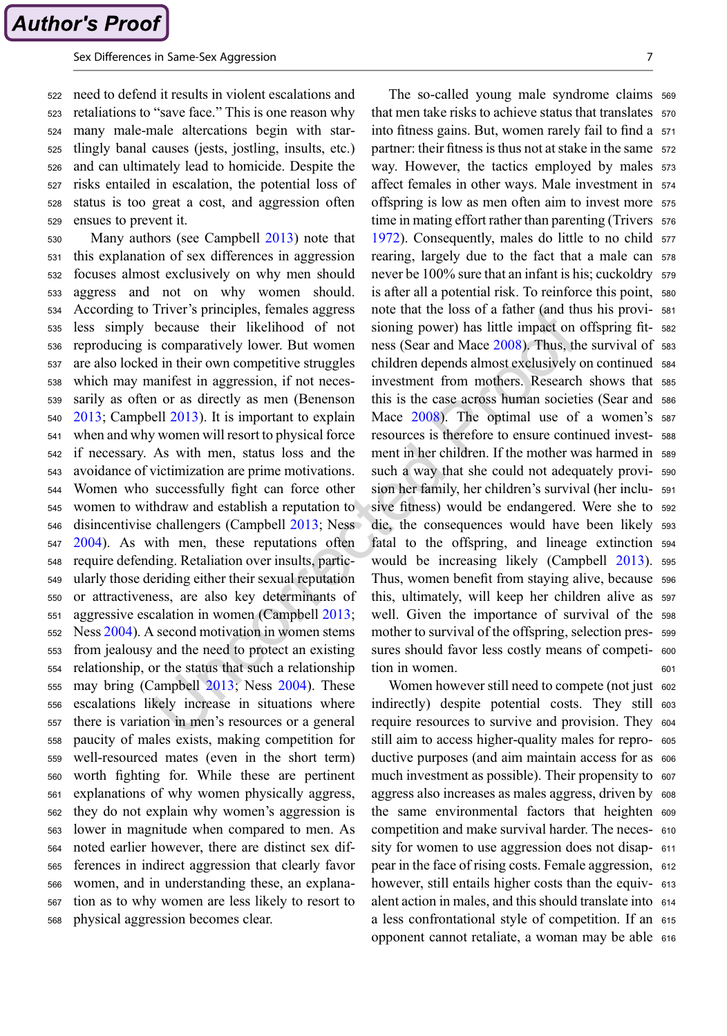need to defend it results in violent escalations and retaliations to "save face." This is one reason why many male-male altercations begin with startlingly banal causes (jests, jostling, insults, etc.) and can ultimately lead to homicide. Despite the risks entailed in escalation, the potential loss of status is too great a cost, and aggression often ensues to prevent it.

Many authors (see Campbell 2013) note that this explanation of sex differences in aggression focuses almost exclusively on why men should aggress and not on why women should. According to Triver's principles, females aggress less simply because their likelihood of not reproducing is comparatively lower. But women are also locked in their own competitive struggles which may manifest in aggression, if not necessarily as often or as directly as men (Benenson 2013; Campbell 2013). It is important to explain when and why women will resort to physical force if necessary. As with men, status loss and the avoidance of victimization are prime motivations. Women who successfully fight can force other women to withdraw and establish a reputation to disincentivise challengers (Campbell 2013; Ness 2004). As with men, these reputations often require defending. Retaliation over insults, particularly those deriding either their sexual reputation or attractiveness, are also key determinants of aggressive escalation in women (Campbell 2013; Ness 2004). A second motivation in women stems from jealousy and the need to protect an existing relationship, or the status that such a relationship may bring (Campbell 2013; Ness 2004). These escalations likely increase in situations where there is variation in men's resources or a general paucity of males exists, making competition for well-resourced mates (even in the short term) worth fighting for. While these are pertinent explanations of why women physically aggress, they do not explain why women's aggression is lower in magnitude when compared to men. As noted earlier however, there are distinct sex differences in indirect aggression that clearly favor women, and in understanding these, an explanation as to why women are less likely to resort to physical aggression becomes clear.

The so-called young male syndrome claims that men take risks to achieve status that translates into fitness gains. But, women rarely fail to find a partner: their fitness is thus not at stake in the same way. However, the tactics employed by males affect females in other ways. Male investment in offspring is low as men often aim to invest more time in mating effort rather than parenting (Trivers 1972). Consequently, males do little to no child rearing, largely due to the fact that a male can never be 100% sure that an infant is his; cuckoldry is after all a potential risk. To reinforce this point, note that the loss of a father (and thus his provisioning power) has little impact on offspring fitness (Sear and Mace 2008). Thus, the survival of children depends almost exclusively on continued investment from mothers. Research shows that this is the case across human societies (Sear and Mace 2008). The optimal use of a women's resources is therefore to ensure continued investment in her children. If the mother was harmed in such a way that she could not adequately provision her family, her children's survival (her inclusive fitness) would be endangered. Were she to die, the consequences would have been likely fatal to the offspring, and lineage extinction would be increasing likely (Campbell 2013). Thus, women benefit from staying alive, because this, ultimately, will keep her children alive as well. Given the importance of survival of the mother to survival of the offspring, selection pressures should favor less costly means of competition in women.

Women however still need to compete (not just indirectly) despite potential costs. They still require resources to survive and provision. They still aim to access higher-quality males for reproductive purposes (and aim maintain access for as much investment as possible). Their propensity to aggress also increases as males aggress, driven by the same environmental factors that heighten competition and make survival harder. The necessity for women to use aggression does not disappear in the face of rising costs. Female aggression, however, still entails higher costs than the equivalent action in males, and this should translate into a less confrontational style of competition. If an opponent cannot retaliate, a woman may be able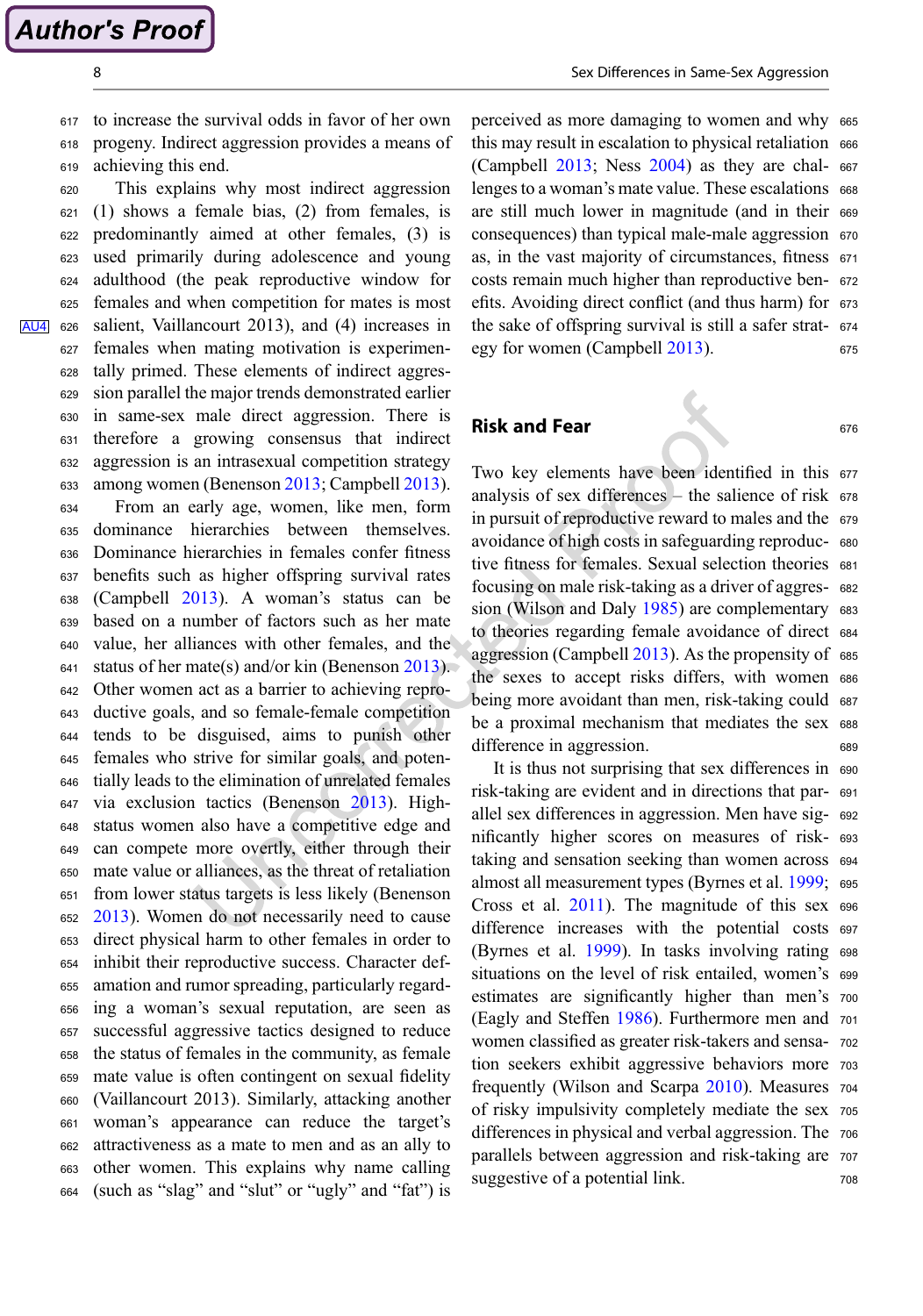to increase the survival odds in favor of her own progeny. Indirect aggression provides a means of achieving this end.

This explains why most indirect aggression (1) shows a female bias, (2) from females, is predominantly aimed at other females, (3) is used primarily during adolescence and young adulthood (the peak reproductive window for females and when competition for mates is most salient, Vaillancourt 2013), and (4) increases in females when mating motivation is experimentally primed. These elements of indirect aggression parallel the major trends demonstrated earlier in same-sex male direct aggression. There is therefore a growing consensus that indirect aggression is an intrasexual competition strategy among women (Benenson 2013; Campbell 2013).

From an early age, women, like men, form dominance hierarchies between themselves. Dominance hierarchies in females confer fitness benefits such as higher offspring survival rates (Campbell 2013). A woman's status can be based on a number of factors such as her mate value, her alliances with other females, and the status of her mate(s) and/or kin (Benenson 2013). Other women act as a barrier to achieving reproductive goals, and so female-female competition tends to be disguised, aims to punish other females who strive for similar goals, and potentially leads to the elimination of unrelated females via exclusion tactics (Benenson 2013). High-status women also have a competitive edge and can compete more overtly, either through their mate value or alliances, as the threat of retaliation from lower status targets is less likely (Benenson 2013). Women do not necessarily need to cause direct physical harm to other females in order to inhibit their reproductive success. Character defamation and rumor spreading, particularly regarding a woman's sexual reputation, are seen as successful aggressive tactics designed to reduce the status of females in the community, as female mate value is often contingent on sexual fidelity (Vaillancourt 2013). Similarly, attacking another woman's appearance can reduce the target's attractiveness as a mate to men and as an ally to other women. This explains why name calling (such as "slag" and "slut" or "ugly" and "fat") is perceived as more damaging to women and why this may result in escalation to physical retaliation (Campbell 2013; Ness 2004) as they are challenges to a woman's mate value. These escalations are still much lower in magnitude (and in their consequences) than typical male-male aggression as, in the vast majority of circumstances, fitness costs remain much higher than reproductive benefits. Avoiding direct conflict (and thus harm) for the sake of offspring survival is still a safer strategy for women (Campbell 2013).

## Risk and Fear

Two key elements have been identified in this analysis of sex differences – the salience of risk in pursuit of reproductive reward to males and the avoidance of high costs in safeguarding reproductive fitness for females. Sexual selection theories focusing on male risk-taking as a driver of aggression (Wilson and Daly 1985) are complementary to theories regarding female avoidance of direct aggression (Campbell 2013). As the propensity of the sexes to accept risks differs, with women being more avoidant than men, risk-taking could be a proximal mechanism that mediates the sex difference in aggression.

It is thus not surprising that sex differences in risk-taking are evident and in directions that parallel sex differences in aggression. Men have significantly higher scores on measures of risk-taking and sensation seeking than women across almost all measurement types (Byrnes et al. 1999; Cross et al. 2011). The magnitude of this sex difference increases with the potential costs (Byrnes et al. 1999). In tasks involving rating situations on the level of risk entailed, women's estimates are significantly higher than men's (Eagly and Steffen 1986). Furthermore men and women classified as greater risk-takers and sensation seekers exhibit aggressive behaviors more frequently (Wilson and Scarpa 2010). Measures of risky impulsivity completely mediate the sex differences in physical and verbal aggression. The parallels between aggression and risk-taking are suggestive of a potential link.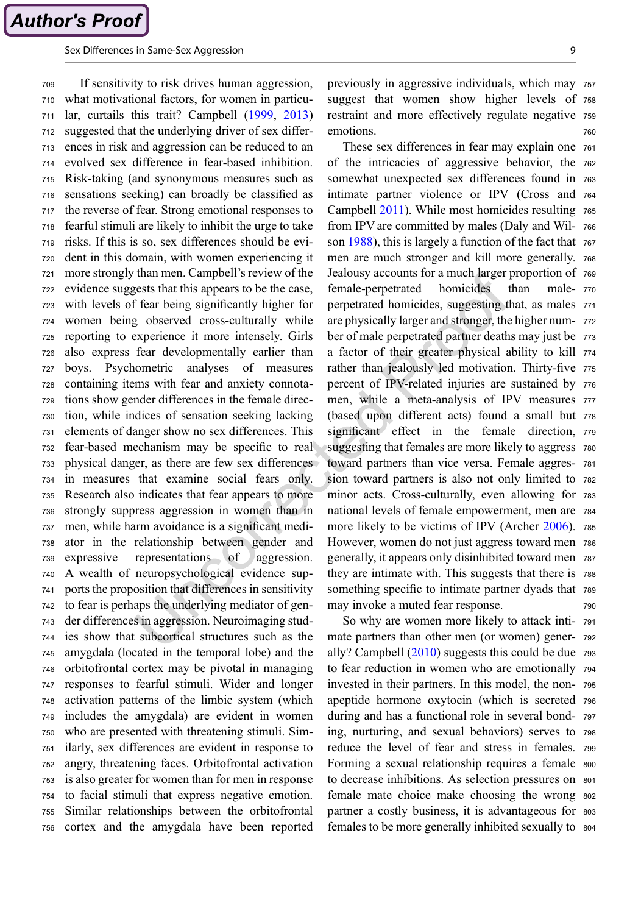If sensitivity to risk drives human aggression, what motivational factors, for women in particular, curtails this trait? Campbell (1999, 2013) suggested that the underlying driver of sex differences in risk and aggression can be reduced to an evolved sex difference in fear-based inhibition. Risk-taking (and synonymous measures such as sensations seeking) can broadly be classified as the reverse of fear. Strong emotional responses to fearful stimuli are likely to inhibit the urge to take risks. If this is so, sex differences should be evident in this domain, with women experiencing it more strongly than men. Campbell's review of the evidence suggests that this appears to be the case, with levels of fear being significantly higher for women being observed cross-culturally while reporting to experience it more intensely. Girls also express fear developmentally earlier than boys. Psychometric analyses of measures containing items with fear and anxiety connotations show gender differences in the female direction, while indices of sensation seeking lacking elements of danger show no sex differences. This fear-based mechanism may be specific to real physical danger, as there are few sex differences in measures that examine social fears only. Research also indicates that fear appears to more strongly suppress aggression in women than in men, while harm avoidance is a significant mediator in the relationship between gender and expressive representations of aggression. A wealth of neuropsychological evidence supports the proposition that differences in sensitivity to fear is perhaps the underlying mediator of gender differences in aggression. Neuroimaging studies show that subcortical structures such as the amygdala (located in the temporal lobe) and the orbitofrontal cortex may be pivotal in managing responses to fearful stimuli. Wider and longer activation patterns of the limbic system (which includes the amygdala) are evident in women who are presented with threatening stimuli. Similarly, sex differences are evident in response to angry, threatening faces. Orbitofrontal activation is also greater for women than for men in response to facial stimuli that express negative emotion. Similar relationships between the orbitofrontal cortex and the amygdala have been reported previously in aggressive individuals, which may suggest that women show higher levels of restraint and more effectively regulate negative emotions.

These sex differences in fear may explain one of the intricacies of aggressive behavior, the somewhat unexpected sex differences found in intimate partner violence or IPV (Cross and Campbell 2011). While most homicides resulting from IPV are committed by males (Daly and Wilson 1988), this is largely a function of the fact that men are much stronger and kill more generally. Jealousy accounts for a much larger proportion of female-perpetrated homicides than male-perpetrated homicides, suggesting that, as males are physically larger and stronger, the higher number of male perpetrated partner deaths may just be a factor of their greater physical ability to kill rather than jealously led motivation. Thirty-five percent of IPV-related injuries are sustained by men, while a meta-analysis of IPV measures (based upon different acts) found a small but significant effect in the female direction, suggesting that females are more likely to aggress toward partners than vice versa. Female aggression toward partners is also not only limited to minor acts. Cross-culturally, even allowing for national levels of female empowerment, men are more likely to be victims of IPV (Archer 2006). However, women do not just aggress toward men generally, it appears only disinhibited toward men they are intimate with. This suggests that there is something specific to intimate partner dyads that may invoke a muted fear response.

So why are women more likely to attack intimate partners than other men (or women) generally? Campbell (2010) suggests this could be due to fear reduction in women who are emotionally invested in their partners. In this model, the nonapeptide hormone oxytocin (which is secreted during and has a functional role in several bonding, nurturing, and sexual behaviors) serves to reduce the level of fear and stress in females. Forming a sexual relationship requires a female to decrease inhibitions. As selection pressures on female mate choice make choosing the wrong partner a costly business, it is advantageous for females to be more generally inhibited sexually to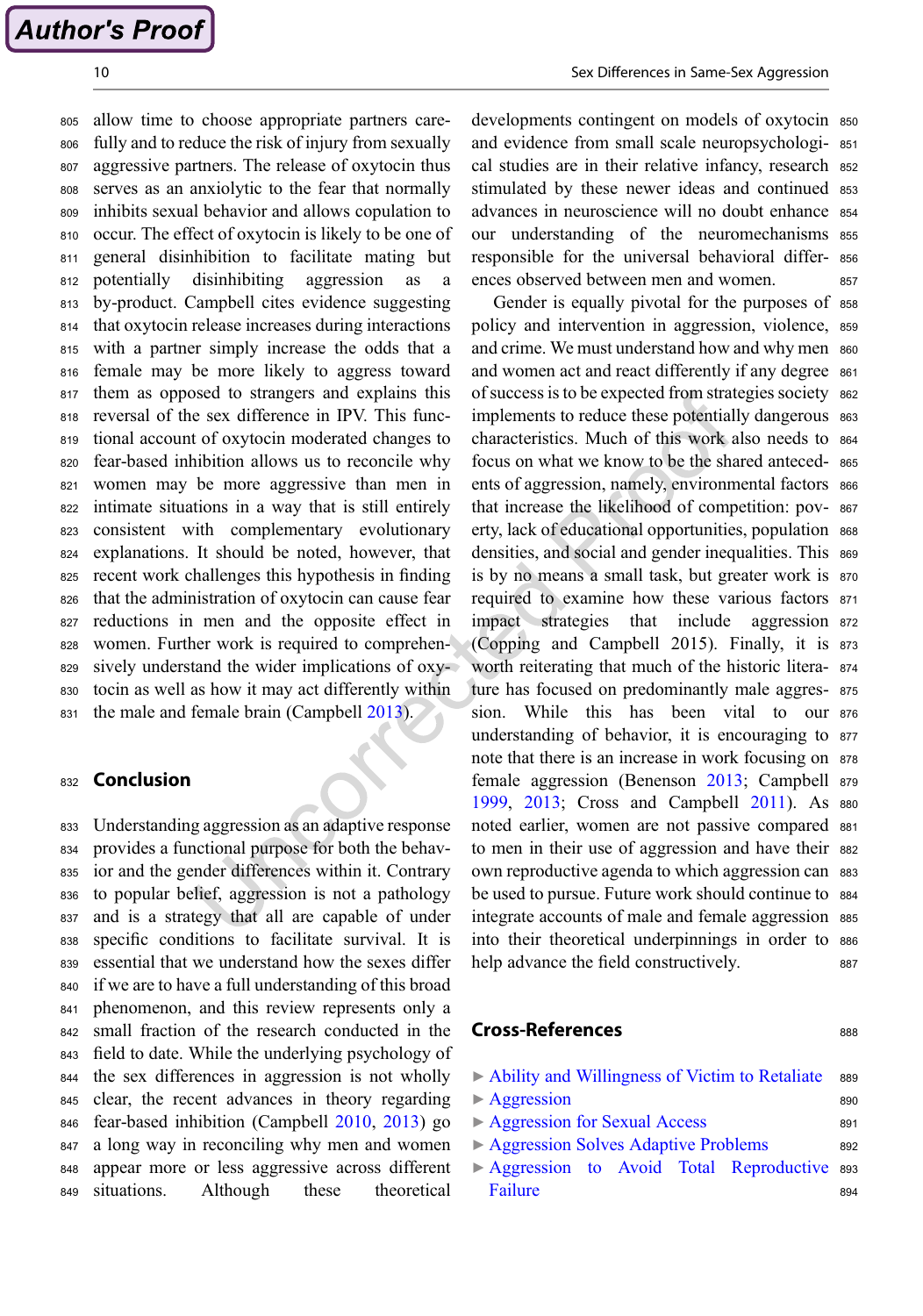allow time to choose appropriate partners carefully and to reduce the risk of injury from sexually aggressive partners. The release of oxytocin thus serves as an anxiolytic to the fear that normally inhibits sexual behavior and allows copulation to occur. The effect of oxytocin is likely to be one of general disinhibition to facilitate mating but potentially disinhibiting aggression as a by-product. Campbell cites evidence suggesting that oxytocin release increases during interactions with a partner simply increase the odds that a female may be more likely to aggress toward them as opposed to strangers and explains this reversal of the sex difference in IPV. This functional account of oxytocin moderated changes to fear-based inhibition allows us to reconcile why women may be more aggressive than men in intimate situations in a way that is still entirely consistent with complementary evolutionary explanations. It should be noted, however, that recent work challenges this hypothesis in finding that the administration of oxytocin can cause fear reductions in men and the opposite effect in women. Further work is required to comprehensively understand the wider implications of oxytocin as well as how it may act differently within the male and female brain (Campbell 2013).

## Conclusion

Understanding aggression as an adaptive response provides a functional purpose for both the behavior and the gender differences within it. Contrary to popular belief, aggression is not a pathology and is a strategy that all are capable of under specific conditions to facilitate survival. It is essential that we understand how the sexes differ if we are to have a full understanding of this broad phenomenon, and this review represents only a small fraction of the research conducted in the field to date. While the underlying psychology of the sex differences in aggression is not wholly clear, the recent advances in theory regarding fear-based inhibition (Campbell 2010, 2013) go a long way in reconciling why men and women appear more or less aggressive across different situations. Although these theoretical developments contingent on models of oxytocin and evidence from small scale neuropsychological studies are in their relative infancy, research stimulated by these newer ideas and continued advances in neuroscience will no doubt enhance our understanding of the neuromechanisms responsible for the universal behavioral differences observed between men and women.

Gender is equally pivotal for the purposes of policy and intervention in aggression, violence, and crime. We must understand how and why men and women act and react differently if any degree of success is to be expected from strategies society implements to reduce these potentially dangerous characteristics. Much of this work also needs to focus on what we know to be the shared antecedents of aggression, namely, environmental factors that increase the likelihood of competition: poverty, lack of educational opportunities, population densities, and social and gender inequalities. This is by no means a small task, but greater work is required to examine how these various factors impact strategies that include aggression (Copping and Campbell 2015). Finally, it is worth reiterating that much of the historic literature has focused on predominantly male aggression. While this has been vital to our understanding of behavior, it is encouraging to note that there is an increase in work focusing on female aggression (Benenson 2013; Campbell 1999, 2013; Cross and Campbell 2011). As noted earlier, women are not passive compared to men in their use of aggression and have their own reproductive agenda to which aggression can be used to pursue. Future work should continue to integrate accounts of male and female aggression into their theoretical underpinnings in order to help advance the field constructively.

## Cross-References

- ► Ability and Willingness of Victim to Retaliate
- ► Aggression
- ► Aggression for Sexual Access
- ► Aggression Solves Adaptive Problems
- ► Aggression to Avoid Total Reproductive Failure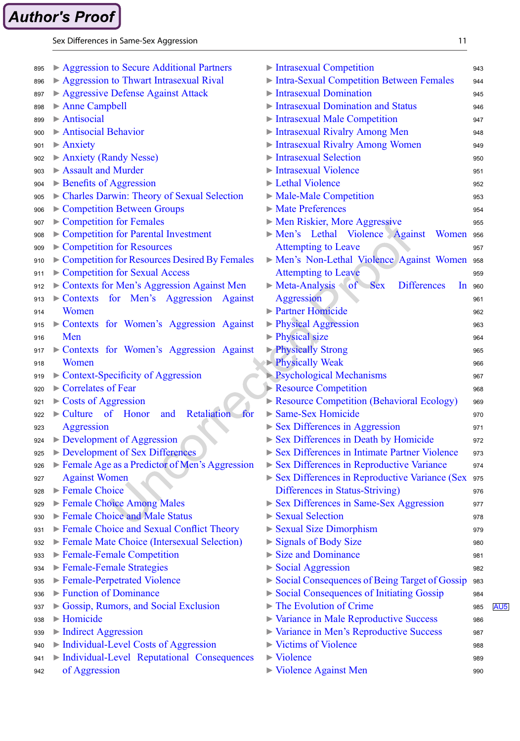- ▶ Aggression to Secure Additional Partners
- ▶ Aggression to Thwart Intrasexual Rival
- ▶ Aggressive Defense Against Attack
- ▶ Anne Campbell
- ▶ Antisocial
- ▶ Antisocial Behavior
- ▶ Anxiety
- ▶ Anxiety (Randy Nesse)
- ▶ Assault and Murder
- ▶ Benefits of Aggression
- ▶ Charles Darwin: Theory of Sexual Selection
- ▶ Competition Between Groups
- ▶ Competition for Females
- ▶ Competition for Parental Investment
- ▶ Competition for Resources
- ▶ Competition for Resources Desired By Females
- ▶ Competition for Sexual Access
- ▶ Contexts for Men's Aggression Against Men
- ▶ Contexts for Men's Aggression Against Women
- ▶ Contexts for Women's Aggression Against Men
- ▶ Contexts for Women's Aggression Against Women
- ▶ Context-Specificity of Aggression
- ▶ Correlates of Fear
- ▶ Costs of Aggression
- ▶ Culture of Honor and Retaliation for Aggression
- ▶ Development of Aggression
- ▶ Development of Sex Differences
- ▶ Female Age as a Predictor of Men's Aggression Against Women
- ▶ Female Choice
- ▶ Female Choice Among Males
- ▶ Female Choice and Male Status
- ▶ Female Choice and Sexual Conflict Theory
- ▶ Female Mate Choice (Intersexual Selection)
- ▶ Female-Female Competition
- ▶ Female-Female Strategies
- ▶ Female-Perpetrated Violence
- ▶ Function of Dominance
- ▶ Gossip, Rumors, and Social Exclusion
- ▶ Homicide
- ▶ Indirect Aggression
- ▶ Individual-Level Costs of Aggression
- ▶ Individual-Level Reputational Consequences of Aggression
- ▶ Intrasexual Competition
- ▶ Intra-Sexual Competition Between Females
- ▶ Intrasexual Domination
- ▶ Intrasexual Domination and Status
- ▶ Intrasexual Male Competition
- ▶ Intrasexual Rivalry Among Men
- ▶ Intrasexual Rivalry Among Women
- ▶ Intrasexual Selection
- ▶ Intrasexual Violence
- ▶ Lethal Violence
- ▶ Male-Male Competition
- ▶ Mate Preferences
- ▶ Men Riskier, More Aggressive
- ▶ Men's Lethal Violence Against Women Attempting to Leave
- ▶ Men's Non-Lethal Violence Against Women Attempting to Leave
- ▶ Meta-Analysis of Sex Differences In Aggression
- ▶ Partner Homicide
- ▶ Physical Aggression
- ▶ Physical size
- ▶ Physically Strong
- ▶ Physically Weak
- ▶ Psychological Mechanisms
- ▶ Resource Competition
- ▶ Resource Competition (Behavioral Ecology)
- ▶ Same-Sex Homicide
- ▶ Sex Differences in Aggression
- ▶ Sex Differences in Death by Homicide
- ▶ Sex Differences in Intimate Partner Violence
- ▶ Sex Differences in Reproductive Variance
- ▶ Sex Differences in Reproductive Variance (Sex Differences in Status-Striving)
- ▶ Sex Differences in Same-Sex Aggression
- ▶ Sexual Selection
- ▶ Sexual Size Dimorphism
- ▶ Signals of Body Size
- ▶ Size and Dominance
- ▶ Social Aggression
- ▶ Social Consequences of Being Target of Gossip
- ▶ Social Consequences of Initiating Gossip
- ▶ The Evolution of Crime
- ▶ Variance in Male Reproductive Success
- ▶ Variance in Men's Reproductive Success
- ▶ Victims of Violence
- ▶ Violence
- ▶ Violence Against Men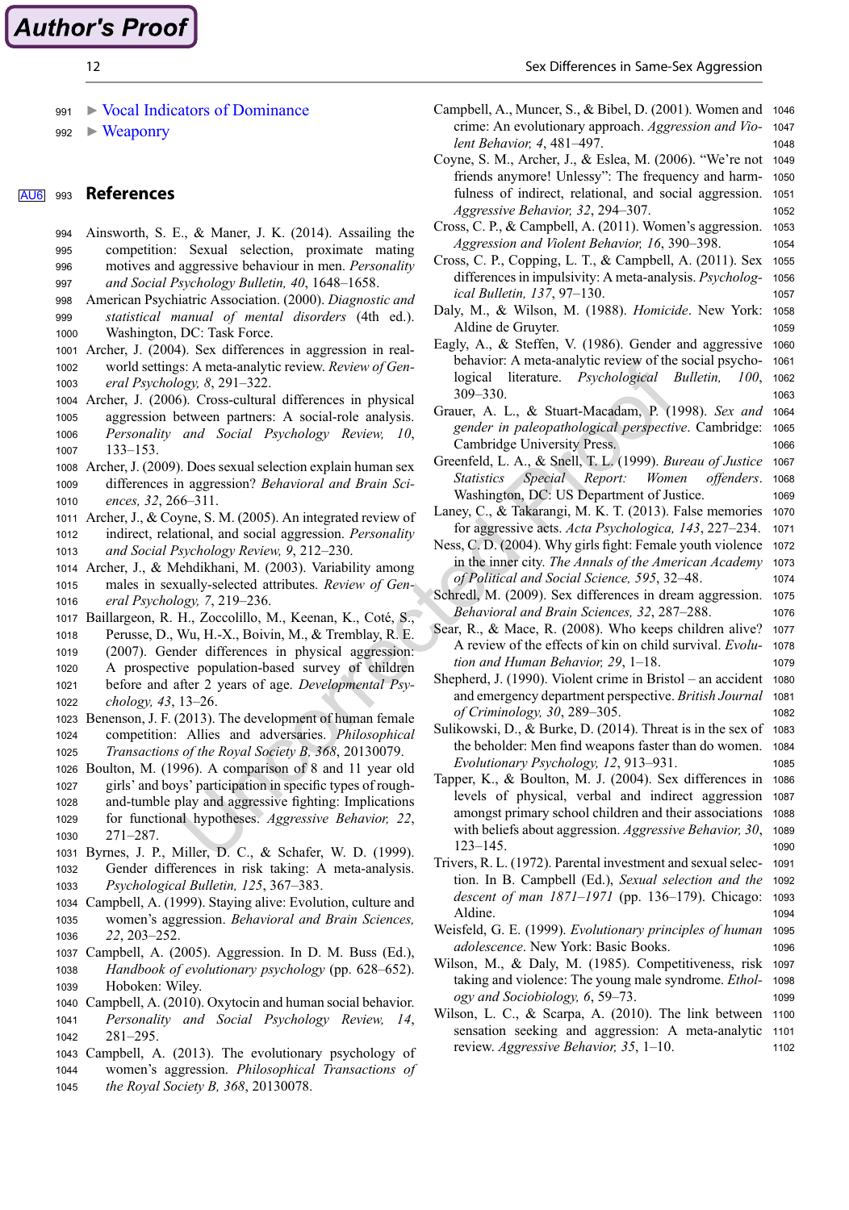- ▶ Vocal Indicators of Dominance
- ▶ Weaponry

## References

Ainsworth, S. E., & Maner, J. K. (2014). Assailing the competition: Sexual selection, proximate mating motives and aggressive behaviour in men. *Personality and Social Psychology Bulletin, 40*, 1648–1658.

American Psychiatric Association. (2000). *Diagnostic and statistical manual of mental disorders* (4th ed.). Washington, DC: Task Force.

Archer, J. (2004). Sex differences in aggression in real-world settings: A meta-analytic review. *Review of General Psychology, 8*, 291–322.

Archer, J. (2006). Cross-cultural differences in physical aggression between partners: A social-role analysis. *Personality and Social Psychology Review, 10*, 133–153.

Archer, J. (2009). Does sexual selection explain human sex differences in aggression? *Behavioral and Brain Sciences, 32*, 266–311.

Archer, J., & Coyne, S. M. (2005). An integrated review of indirect, relational, and social aggression. *Personality and Social Psychology Review, 9*, 212–230.

Archer, J., & Mehdikhani, M. (2003). Variability among males in sexually-selected attributes. *Review of General Psychology, 7*, 219–236.

Baillargeon, R. H., Zoccolillo, M., Keenan, K., Coté, S., Perusse, D., Wu, H.-X., Boivin, M., & Tremblay, R. E. (2007). Gender differences in physical aggression: A prospective population-based survey of children before and after 2 years of age. *Developmental Psychology, 43*, 13–26.

Benenson, J. F. (2013). The development of human female competition: Allies and adversaries. *Philosophical Transactions of the Royal Society B, 368*, 20130079.

Boulton, M. (1996). A comparison of 8 and 11 year old girls' and boys' participation in specific types of rough-and-tumble play and aggressive fighting: Implications for functional hypotheses. *Aggressive Behavior, 22*, 271–287.

Byrnes, J. P., Miller, D. C., & Schafer, W. D. (1999). Gender differences in risk taking: A meta-analysis. *Psychological Bulletin, 125*, 367–383.

Campbell, A. (1999). Staying alive: Evolution, culture and women's aggression. *Behavioral and Brain Sciences, 22*, 203–252.

Campbell, A. (2005). Aggression. In D. M. Buss (Ed.), *Handbook of evolutionary psychology* (pp. 628–652). Hoboken: Wiley.

Campbell, A. (2010). Oxytocin and human social behavior. *Personality and Social Psychology Review, 14*, 281–295.

Campbell, A. (2013). The evolutionary psychology of women's aggression. *Philosophical Transactions of the Royal Society B, 368*, 20130078.

Campbell, A., Muncer, S., & Bibel, D. (2001). Women and crime: An evolutionary approach. *Aggression and Violent Behavior, 4*, 481–497.

Coyne, S. M., Archer, J., & Eslea, M. (2006). "We're not friends anymore! Unless": The frequency and harmfulness of indirect, relational, and social aggression. *Aggressive Behavior, 32*, 294–307.

Cross, C. P., & Campbell, A. (2011). Women's aggression. *Aggression and Violent Behavior, 16*, 390–398.

Cross, C. P., Copping, L. T., & Campbell, A. (2011). Sex differences in impulsivity: A meta-analysis. *Psychological Bulletin, 137*, 97–130.

Daly, M., & Wilson, M. (1988). *Homicide*. New York: Aldine de Gruyter.

Eagly, A., & Steffen, V. (1986). Gender and aggressive behavior: A meta-analytic review of the social psychological literature. *Psychological Bulletin, 100*, 309–330.

Grauer, A. L., & Stuart-Macadam, P. (1998). *Sex and gender in paleopathological perspective*. Cambridge: Cambridge University Press.

Greenfeld, L. A., & Snell, T. L. (1999). *Bureau of Justice Statistics Special Report: Women offenders*. Washington, DC: US Department of Justice.

Laney, C., & Takarangi, M. K. T. (2013). False memories for aggressive acts. *Acta Psychologica, 143*, 227–234.

Ness, C. D. (2004). Why girls fight: Female youth violence in the inner city. *The Annals of the American Academy of Political and Social Science, 595*, 32–48.

Schredl, M. (2009). Sex differences in dream aggression. *Behavioral and Brain Sciences, 32*, 287–288.

Sear, R., & Mace, R. (2008). Who keeps children alive? A review of the effects of kin on child survival. *Evolution and Human Behavior, 29*, 1–18.

Shepherd, J. (1990). Violent crime in Bristol – an accident and emergency department perspective. *British Journal of Criminology, 30*, 289–305.

Sulikowski, D., & Burke, D. (2014). Threat is in the sex of the beholder: Men find weapons faster than do women. *Evolutionary Psychology, 12*, 913–931.

Tapper, K., & Boulton, M. J. (2004). Sex differences in levels of physical, verbal and indirect aggression amongst primary school children and their associations with beliefs about aggression. *Aggressive Behavior, 30*, 123–145.

Trivers, R. L. (1972). Parental investment and sexual selection. In B. Campbell (Ed.), *Sexual selection and the descent of man 1871–1971* (pp. 136–179). Chicago: Aldine.

Weisfeld, G. E. (1999). *Evolutionary principles of human adolescence*. New York: Basic Books.

Wilson, M., & Daly, M. (1985). Competitiveness, risk taking and violence: The young male syndrome. *Ethology and Sociobiology, 6*, 59–73.

Wilson, L. C., & Scarpa, A. (2010). The link between sensation seeking and aggression: A meta-analytic review. *Aggressive Behavior, 35*, 1–10.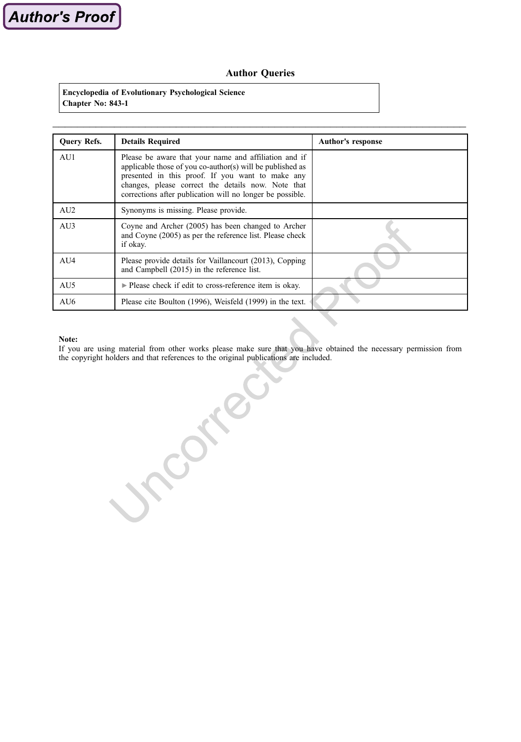# Author Queries

**Encyclopedia of Evolutionary Psychological Science**
**Chapter No: 843-1**

| Query Refs. | Details Required | Author's response |
|---|---|---|
| AU1 | Please be aware that your name and affiliation and if applicable those of you co-author(s) will be published as presented in this proof. If you want to make any changes, please correct the details now. Note that corrections after publication will no longer be possible. | |
| AU2 | Synonyms is missing. Please provide. | |
| AU3 | Coyne and Archer (2005) has been changed to Archer and Coyne (2005) as per the reference list. Please check if okay. | |
| AU4 | Please provide details for Vaillancourt (2013), Copping and Campbell (2015) in the reference list. | |
| AU5 | ► Please check if edit to cross-reference item is okay. | |
| AU6 | Please cite Boulton (1996), Weisfeld (1999) in the text. | |

**Note:**
If you are using material from other works please make sure that you have obtained the necessary permission from the copyright holders and that references to the original publications are included.